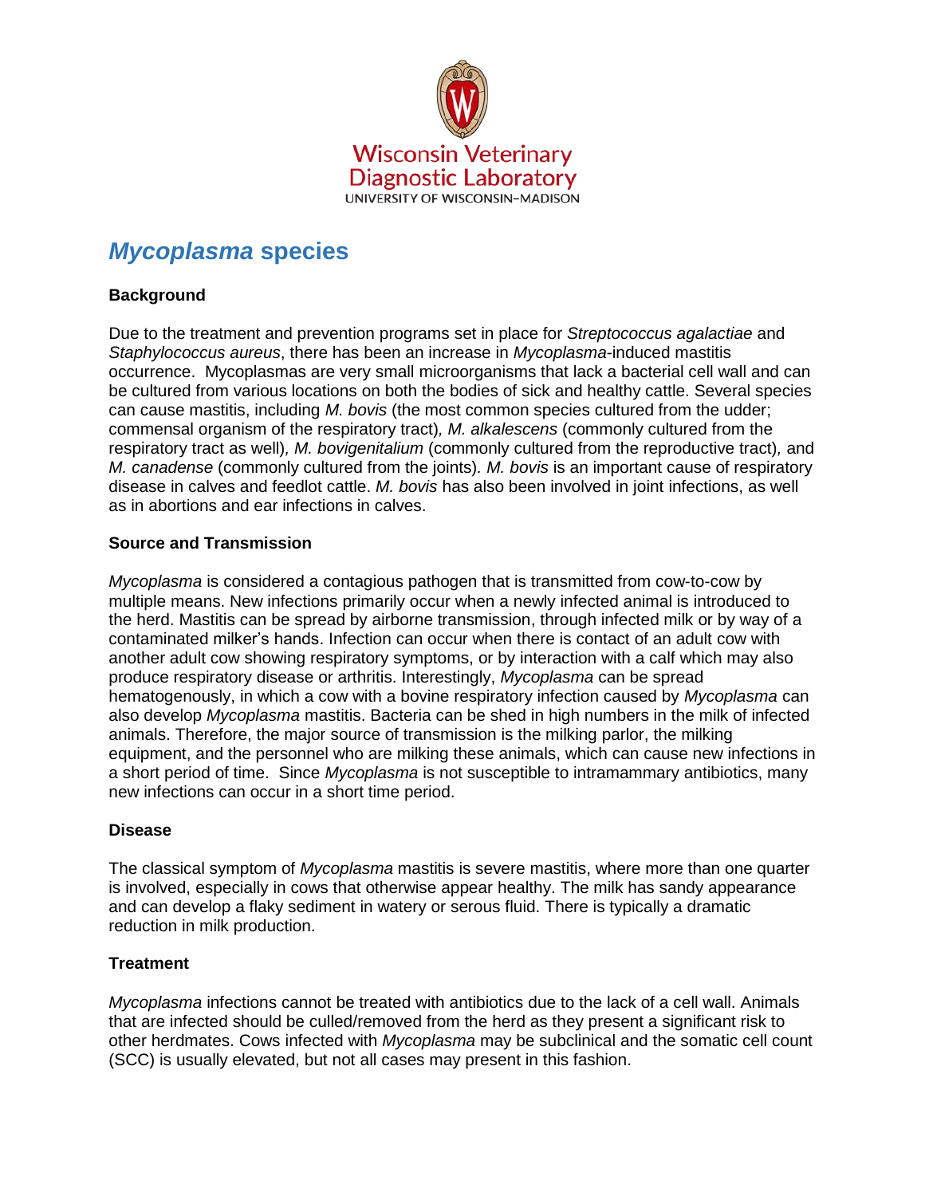Wisconsin Veterinary Diagnostic Laboratory
UNIVERSITY OF WISCONSIN–MADISON

# *Mycoplasma* species

**Background**

Due to the treatment and prevention programs set in place for *Streptococcus agalactiae* and *Staphylococcus aureus*, there has been an increase in *Mycoplasma*-induced mastitis occurrence. Mycoplasmas are very small microorganisms that lack a bacterial cell wall and can be cultured from various locations on both the bodies of sick and healthy cattle. Several species can cause mastitis, including *M. bovis* (the most common species cultured from the udder; commensal organism of the respiratory tract)*, M. alkalescens* (commonly cultured from the respiratory tract as well)*, M. bovigenitalium* (commonly cultured from the reproductive tract)*,* and *M. canadense* (commonly cultured from the joints)*. M. bovis* is an important cause of respiratory disease in calves and feedlot cattle. *M. bovis* has also been involved in joint infections, as well as in abortions and ear infections in calves.

**Source and Transmission**

*Mycoplasma* is considered a contagious pathogen that is transmitted from cow-to-cow by multiple means. New infections primarily occur when a newly infected animal is introduced to the herd. Mastitis can be spread by airborne transmission, through infected milk or by way of a contaminated milker's hands. Infection can occur when there is contact of an adult cow with another adult cow showing respiratory symptoms, or by interaction with a calf which may also produce respiratory disease or arthritis. Interestingly, *Mycoplasma* can be spread hematogenously, in which a cow with a bovine respiratory infection caused by *Mycoplasma* can also develop *Mycoplasma* mastitis. Bacteria can be shed in high numbers in the milk of infected animals. Therefore, the major source of transmission is the milking parlor, the milking equipment, and the personnel who are milking these animals, which can cause new infections in a short period of time. Since *Mycoplasma* is not susceptible to intramammary antibiotics, many new infections can occur in a short time period.

**Disease**

The classical symptom of *Mycoplasma* mastitis is severe mastitis, where more than one quarter is involved, especially in cows that otherwise appear healthy. The milk has sandy appearance and can develop a flaky sediment in watery or serous fluid. There is typically a dramatic reduction in milk production.

**Treatment**

*Mycoplasma* infections cannot be treated with antibiotics due to the lack of a cell wall. Animals that are infected should be culled/removed from the herd as they present a significant risk to other herdmates. Cows infected with *Mycoplasma* may be subclinical and the somatic cell count (SCC) is usually elevated, but not all cases may present in this fashion.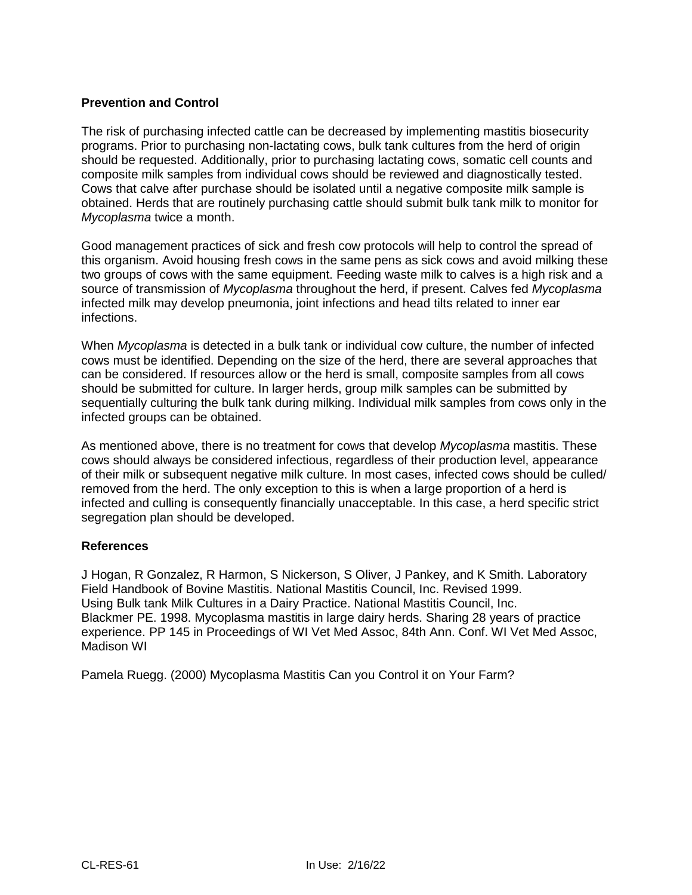## Prevention and Control

The risk of purchasing infected cattle can be decreased by implementing mastitis biosecurity programs. Prior to purchasing non-lactating cows, bulk tank cultures from the herd of origin should be requested. Additionally, prior to purchasing lactating cows, somatic cell counts and composite milk samples from individual cows should be reviewed and diagnostically tested. Cows that calve after purchase should be isolated until a negative composite milk sample is obtained. Herds that are routinely purchasing cattle should submit bulk tank milk to monitor for *Mycoplasma* twice a month.

Good management practices of sick and fresh cow protocols will help to control the spread of this organism. Avoid housing fresh cows in the same pens as sick cows and avoid milking these two groups of cows with the same equipment. Feeding waste milk to calves is a high risk and a source of transmission of *Mycoplasma* throughout the herd, if present. Calves fed *Mycoplasma* infected milk may develop pneumonia, joint infections and head tilts related to inner ear infections.

When *Mycoplasma* is detected in a bulk tank or individual cow culture, the number of infected cows must be identified. Depending on the size of the herd, there are several approaches that can be considered. If resources allow or the herd is small, composite samples from all cows should be submitted for culture. In larger herds, group milk samples can be submitted by sequentially culturing the bulk tank during milking. Individual milk samples from cows only in the infected groups can be obtained.

As mentioned above, there is no treatment for cows that develop *Mycoplasma* mastitis. These cows should always be considered infectious, regardless of their production level, appearance of their milk or subsequent negative milk culture. In most cases, infected cows should be culled/ removed from the herd. The only exception to this is when a large proportion of a herd is infected and culling is consequently financially unacceptable. In this case, a herd specific strict segregation plan should be developed.

## References

J Hogan, R Gonzalez, R Harmon, S Nickerson, S Oliver, J Pankey, and K Smith. Laboratory Field Handbook of Bovine Mastitis. National Mastitis Council, Inc. Revised 1999.
Using Bulk tank Milk Cultures in a Dairy Practice. National Mastitis Council, Inc.
Blackmer PE. 1998. Mycoplasma mastitis in large dairy herds. Sharing 28 years of practice experience. PP 145 in Proceedings of WI Vet Med Assoc, 84th Ann. Conf. WI Vet Med Assoc, Madison WI

Pamela Ruegg. (2000) Mycoplasma Mastitis Can you Control it on Your Farm?